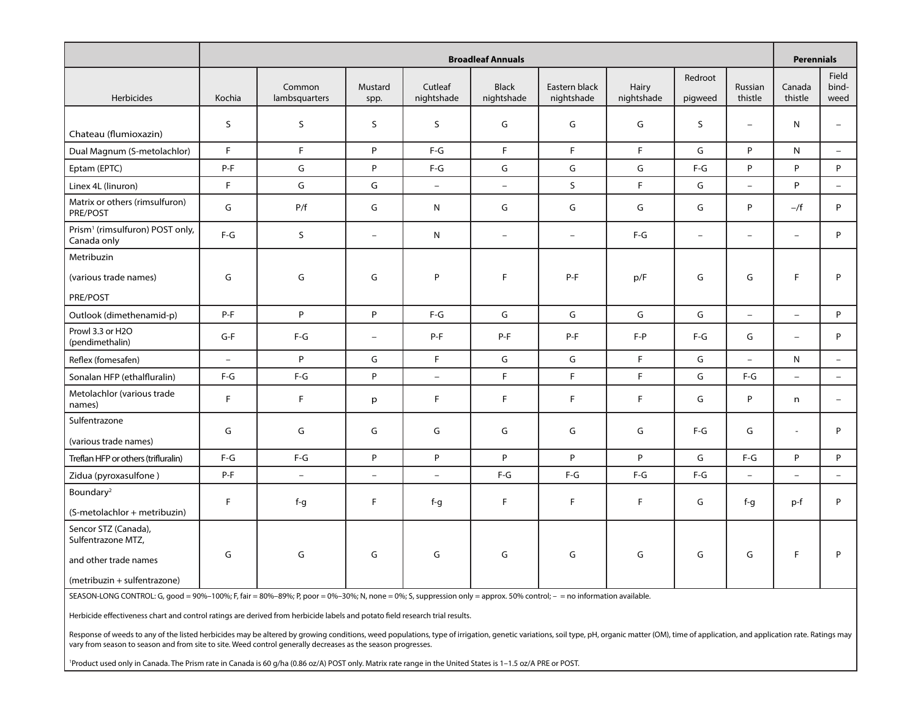| Herbicides | Broadleaf Annuals | | | | | | | | | Perennials | |
|---|---|---|---|---|---|---|---|---|---|---|---|
| | Kochia | Common lambsquarters | Mustard spp. | Cutleaf nightshade | Black nightshade | Eastern black nightshade | Hairy nightshade | Redroot pigweed | Russian thistle | Canada thistle | Field bind-weed |
| Chateau (flumioxazin) | S | S | S | S | G | G | G | S | – | N | – |
| Dual Magnum (S-metolachlor) | F | F | P | F-G | F | F | F | G | P | N | – |
| Eptam (EPTC) | P-F | G | P | F-G | G | G | G | F-G | P | P | P |
| Linex 4L (linuron) | F | G | G | – | – | S | F | G | – | P | – |
| Matrix or others (rimsulfuron) PRE/POST | G | P/f | G | N | G | G | G | G | P | –/f | P |
| Prism[1] (rimsulfuron) POST only, Canada only | F-G | S | – | N | – | – | F-G | – | – | – | P |
| Metribuzin (various trade names) PRE/POST | G | G | G | P | F | P-F | p/F | G | G | F | P |
| Outlook (dimethenamid-p) | P-F | P | P | F-G | G | G | G | G | – | – | P |
| Prowl 3.3 or H2O (pendimethalin) | G-F | F-G | – | P-F | P-F | P-F | F-P | F-G | G | – | P |
| Reflex (fomesafen) | – | P | G | F | G | G | F | G | – | N | – |
| Sonalan HFP (ethalfluralin) | F-G | F-G | P | – | F | F | F | G | F-G | – | – |
| Metolachlor (various trade names) | F | F | p | F | F | F | F | G | P | n | – |
| Sulfentrazone (various trade names) | G | G | G | G | G | G | G | F-G | G | - | P |
| Treflan HFP or others (trifluralin) | F-G | F-G | P | P | P | P | P | G | F-G | P | P |
| Zidua (pyroxasulfone ) | P-F | – | – | – | F-G | F-G | F-G | F-G | – | – | – |
| Boundary[2] (S-metolachlor + metribuzin) | F | f-g | F | f-g | F | F | F | G | f-g | p-f | P |
| Sencor STZ (Canada), Sulfentrazone MTZ, and other trade names (metribuzin + sulfentrazone) | G | G | G | G | G | G | G | G | G | F | P |

SEASON-LONG CONTROL: G, good = 90%–100%; F, fair = 80%–89%; P, poor = 0%–30%; N, none = 0%; S, suppression only = approx. 50% control; – = no information available.

Herbicide effectiveness chart and control ratings are derived from herbicide labels and potato field research trial results.

Response of weeds to any of the listed herbicides may be altered by growing conditions, weed populations, type of irrigation, genetic variations, soil type, pH, organic matter (OM), time of application, and application rate. Ratings may vary from season to season and from site to site. Weed control generally decreases as the season progresses.

[1]Product used only in Canada. The Prism rate in Canada is 60 g/ha (0.86 oz/A) POST only. Matrix rate range in the United States is 1–1.5 oz/A PRE or POST.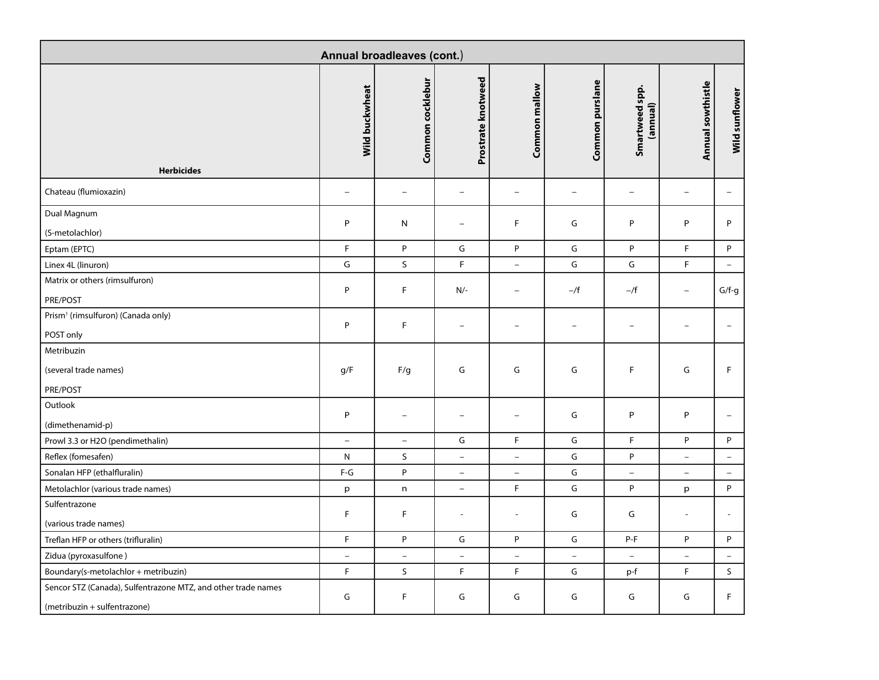| Annual broadleaves (cont.) | | | | | | | | |
|---|---|---|---|---|---|---|---|---|
| Herbicides | Wild buckwheat | Common cocklebur | Prostrate knotweed | Common mallow | Common purslane | Smartweed spp. (annual) | Annual sowthistle | Wild sunflower |
| Chateau (flumioxazin) | – | – | – | – | – | – | – | – |
| Dual Magnum (S-metolachlor) | P | N | – | F | G | P | P | P |
| Eptam (EPTC) | F | P | G | P | G | P | F | P |
| Linex 4L (linuron) | G | S | F | – | G | G | F | – |
| Matrix or others (rimsulfuron) PRE/POST | P | F | N/- | – | –/f | –/f | – | G/f-g |
| Prism[1] (rimsulfuron) (Canada only) POST only | P | F | – | – | – | – | – | – |
| Metribuzin (several trade names) PRE/POST | g/F | F/g | G | G | G | F | G | F |
| Outlook (dimethenamid-p) | P | – | – | – | G | P | P | – |
| Prowl 3.3 or H2O (pendimethalin) | – | – | G | F | G | F | P | P |
| Reflex (fomesafen) | N | S | – | – | G | P | – | – |
| Sonalan HFP (ethalfluralin) | F-G | P | – | – | G | – | – | – |
| Metolachlor (various trade names) | p | n | – | F | G | P | p | P |
| Sulfentrazone (various trade names) | F | F | - | - | G | G | - | - |
| Treflan HFP or others (trifluralin) | F | P | G | P | G | P-F | P | P |
| Zidua (pyroxasulfone ) | – | – | – | – | – | – | – | – |
| Boundary(s-metolachlor + metribuzin) | F | S | F | F | G | p-f | F | S |
| Sencor STZ (Canada), Sulfentrazone MTZ, and other trade names (metribuzin + sulfentrazone) | G | F | G | G | G | G | G | F |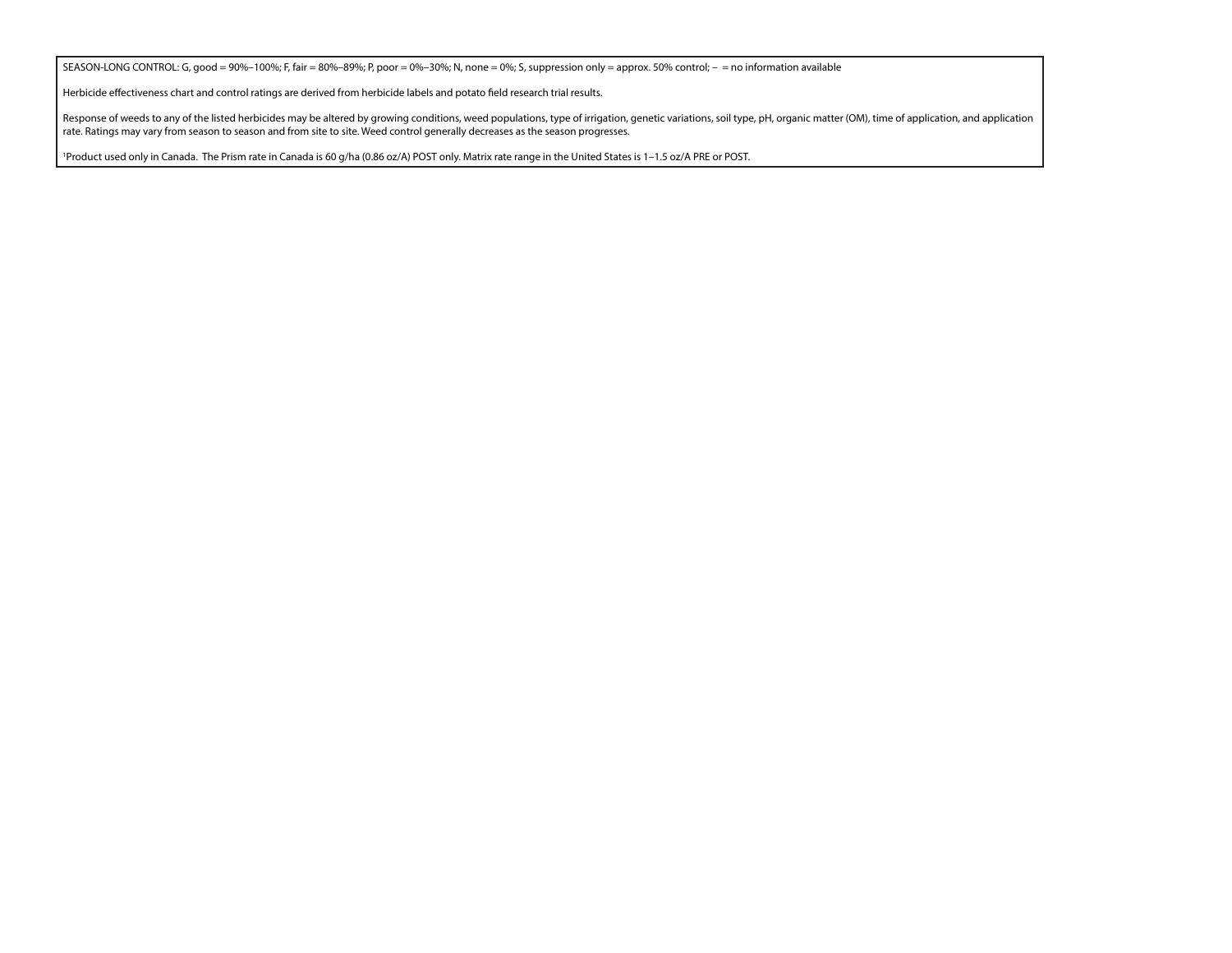SEASON-LONG CONTROL: G, good = 90%–100%; F, fair = 80%–89%; P, poor = 0%–30%; N, none = 0%; S, suppression only = approx. 50% control; – = no information available

Herbicide effectiveness chart and control ratings are derived from herbicide labels and potato field research trial results.

Response of weeds to any of the listed herbicides may be altered by growing conditions, weed populations, type of irrigation, genetic variations, soil type, pH, organic matter (OM), time of application, and application rate. Ratings may vary from season to season and from site to site. Weed control generally decreases as the season progresses.

[1]Product used only in Canada. The Prism rate in Canada is 60 g/ha (0.86 oz/A) POST only. Matrix rate range in the United States is 1–1.5 oz/A PRE or POST.